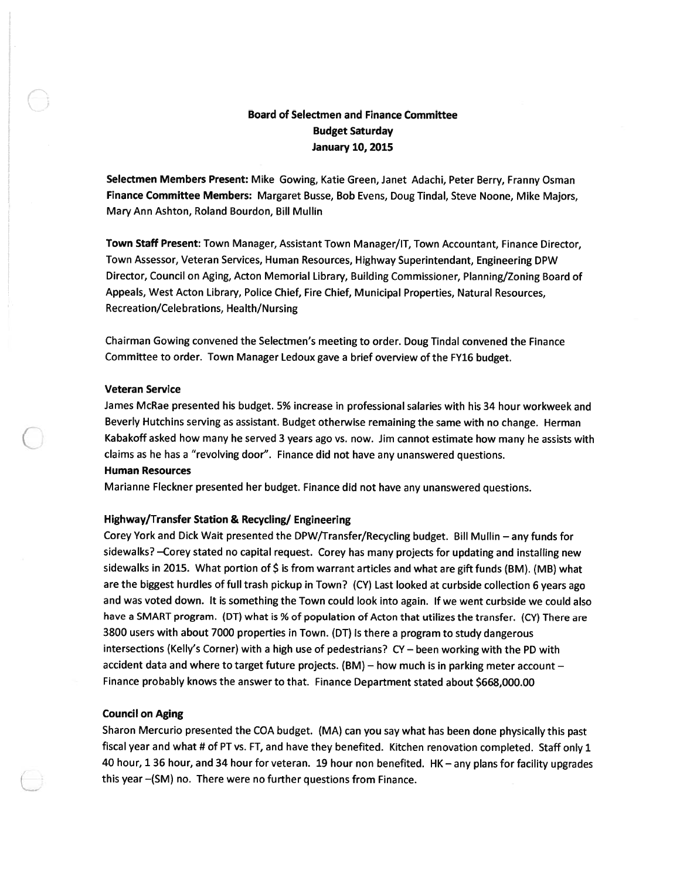**Board of Selectmen and Finance Committee**
**Budget Saturday**
**January 10, 2015**

**Selectmen Members Present:** Mike Gowing, Katie Green, Janet Adachi, Peter Berry, Franny Osman
**Finance Committee Members:** Margaret Busse, Bob Evens, Doug Tindal, Steve Noone, Mike Majors, Mary Ann Ashton, Roland Bourdon, Bill Mullin

**Town Staff Present:** Town Manager, Assistant Town Manager/IT, Town Accountant, Finance Director, Town Assessor, Veteran Services, Human Resources, Highway Superintendant, Engineering DPW Director, Council on Aging, Acton Memorial Library, Building Commissioner, Planning/Zoning Board of Appeals, West Acton Library, Police Chief, Fire Chief, Municipal Properties, Natural Resources, Recreation/Celebrations, Health/Nursing

Chairman Gowing convened the Selectmen's meeting to order. Doug Tindal convened the Finance Committee to order. Town Manager Ledoux gave a brief overview of the FY16 budget.

**Veteran Service**

James McRae presented his budget. 5% increase in professional salaries with his 34 hour workweek and Beverly Hutchins serving as assistant. Budget otherwise remaining the same with no change. Herman Kabakoff asked how many he served 3 years ago vs. now. Jim cannot estimate how many he assists with claims as he has a "revolving door". Finance did not have any unanswered questions.

**Human Resources**

Marianne Fleckner presented her budget. Finance did not have any unanswered questions.

**Highway/Transfer Station & Recycling/ Engineering**

Corey York and Dick Wait presented the DPW/Transfer/Recycling budget. Bill Mullin – any funds for sidewalks? –Corey stated no capital request. Corey has many projects for updating and installing new sidewalks in 2015. What portion of $ is from warrant articles and what are gift funds (BM). (MB) what are the biggest hurdles of full trash pickup in Town? (CY) Last looked at curbside collection 6 years ago and was voted down. It is something the Town could look into again. If we went curbside we could also have a SMART program. (DT) what is % of population of Acton that utilizes the transfer. (CY) There are 3800 users with about 7000 properties in Town. (DT) Is there a program to study dangerous intersections (Kelly's Corner) with a high use of pedestrians? CY – been working with the PD with accident data and where to target future projects. (BM) – how much is in parking meter account – Finance probably knows the answer to that. Finance Department stated about $668,000.00

**Council on Aging**

Sharon Mercurio presented the COA budget. (MA) can you say what has been done physically this past fiscal year and what # of PT vs. FT, and have they benefited. Kitchen renovation completed. Staff only 1 40 hour, 1 36 hour, and 34 hour for veteran. 19 hour non benefited. HK – any plans for facility upgrades this year –(SM) no. There were no further questions from Finance.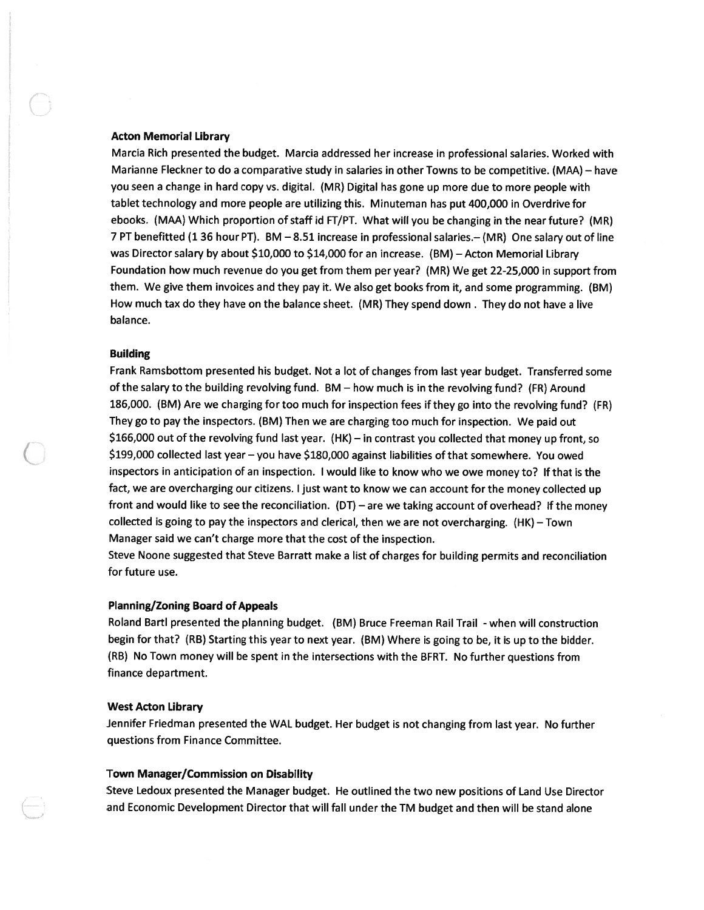**Acton Memorial Library**

Marcia Rich presented the budget. Marcia addressed her increase in professional salaries. Worked with Marianne Fleckner to do a comparative study in salaries in other Towns to be competitive. (MAA) – have you seen a change in hard copy vs. digital. (MR) Digital has gone up more due to more people with tablet technology and more people are utilizing this. Minuteman has put 400,000 in Overdrive for ebooks. (MAA) Which proportion of staff id FT/PT. What will you be changing in the near future? (MR) 7 PT benefitted (1 36 hour PT). BM – 8.51 increase in professional salaries.– (MR) One salary out of line was Director salary by about $10,000 to $14,000 for an increase. (BM) – Acton Memorial Library Foundation how much revenue do you get from them per year? (MR) We get 22-25,000 in support from them. We give them invoices and they pay it. We also get books from it, and some programming. (BM) How much tax do they have on the balance sheet. (MR) They spend down . They do not have a live balance.

**Building**

Frank Ramsbottom presented his budget. Not a lot of changes from last year budget. Transferred some of the salary to the building revolving fund. BM – how much is in the revolving fund? (FR) Around 186,000. (BM) Are we charging for too much for inspection fees if they go into the revolving fund? (FR) They go to pay the inspectors. (BM) Then we are charging too much for inspection. We paid out $166,000 out of the revolving fund last year. (HK) – in contrast you collected that money up front, so $199,000 collected last year – you have $180,000 against liabilities of that somewhere. You owed inspectors in anticipation of an inspection. I would like to know who we owe money to? If that is the fact, we are overcharging our citizens. I just want to know we can account for the money collected up front and would like to see the reconciliation. (DT) – are we taking account of overhead? If the money collected is going to pay the inspectors and clerical, then we are not overcharging. (HK) – Town Manager said we can't charge more that the cost of the inspection.

Steve Noone suggested that Steve Barratt make a list of charges for building permits and reconciliation for future use.

**Planning/Zoning Board of Appeals**

Roland Bartl presented the planning budget. (BM) Bruce Freeman Rail Trail - when will construction begin for that? (RB) Starting this year to next year. (BM) Where is going to be, it is up to the bidder. (RB) No Town money will be spent in the intersections with the BFRT. No further questions from finance department.

**West Acton Library**

Jennifer Friedman presented the WAL budget. Her budget is not changing from last year. No further questions from Finance Committee.

**Town Manager/Commission on Disability**

Steve Ledoux presented the Manager budget. He outlined the two new positions of Land Use Director and Economic Development Director that will fall under the TM budget and then will be stand alone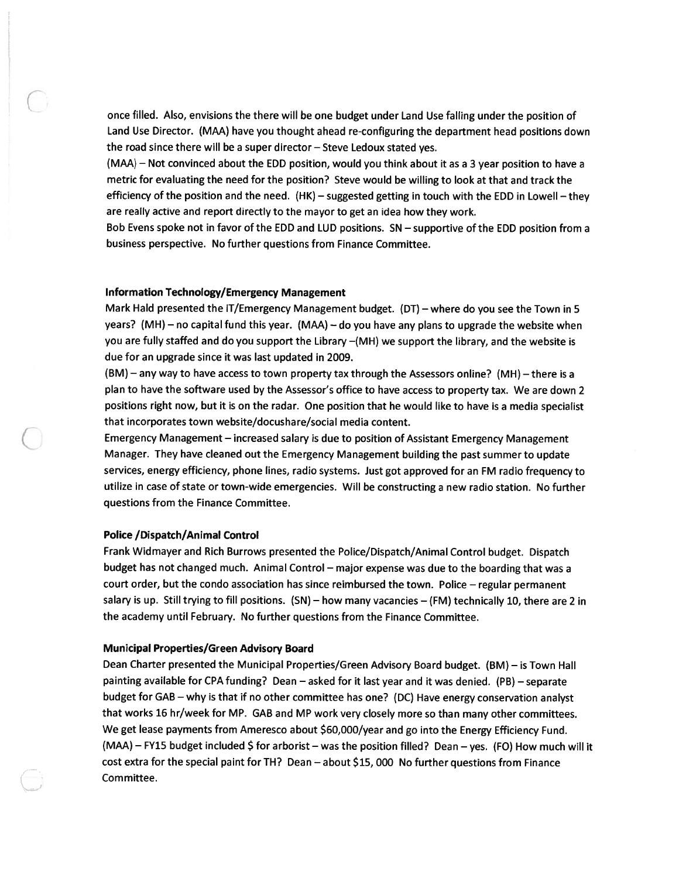once filled. Also, envisions the there will be one budget under Land Use falling under the position of Land Use Director. (MAA) have you thought ahead re-configuring the department head positions down the road since there will be a super director – Steve Ledoux stated yes.

(MAA) – Not convinced about the EDD position, would you think about it as a 3 year position to have a metric for evaluating the need for the position? Steve would be willing to look at that and track the efficiency of the position and the need. (HK) – suggested getting in touch with the EDD in Lowell – they are really active and report directly to the mayor to get an idea how they work.

Bob Evens spoke not in favor of the EDD and LUD positions. SN – supportive of the EDD position from a business perspective. No further questions from Finance Committee.

**Information Technology/Emergency Management**

Mark Hald presented the IT/Emergency Management budget. (DT) – where do you see the Town in 5 years? (MH) – no capital fund this year. (MAA) – do you have any plans to upgrade the website when you are fully staffed and do you support the Library –(MH) we support the library, and the website is due for an upgrade since it was last updated in 2009.

(BM) – any way to have access to town property tax through the Assessors online? (MH) – there is a plan to have the software used by the Assessor's office to have access to property tax. We are down 2 positions right now, but it is on the radar. One position that he would like to have is a media specialist that incorporates town website/docushare/social media content.

Emergency Management – increased salary is due to position of Assistant Emergency Management Manager. They have cleaned out the Emergency Management building the past summer to update services, energy efficiency, phone lines, radio systems. Just got approved for an FM radio frequency to utilize in case of state or town-wide emergencies. Will be constructing a new radio station. No further questions from the Finance Committee.

**Police /Dispatch/Animal Control**

Frank Widmayer and Rich Burrows presented the Police/Dispatch/Animal Control budget. Dispatch budget has not changed much. Animal Control – major expense was due to the boarding that was a court order, but the condo association has since reimbursed the town. Police – regular permanent salary is up. Still trying to fill positions. (SN) – how many vacancies – (FM) technically 10, there are 2 in the academy until February. No further questions from the Finance Committee.

**Municipal Properties/Green Advisory Board**

Dean Charter presented the Municipal Properties/Green Advisory Board budget. (BM) – is Town Hall painting available for CPA funding? Dean – asked for it last year and it was denied. (PB) – separate budget for GAB – why is that if no other committee has one? (DC) Have energy conservation analyst that works 16 hr/week for MP. GAB and MP work very closely more so than many other committees. We get lease payments from Ameresco about $60,000/year and go into the Energy Efficiency Fund. (MAA) – FY15 budget included $ for arborist – was the position filled? Dean – yes. (FO) How much will it cost extra for the special paint for TH? Dean – about $15, 000 No further questions from Finance Committee.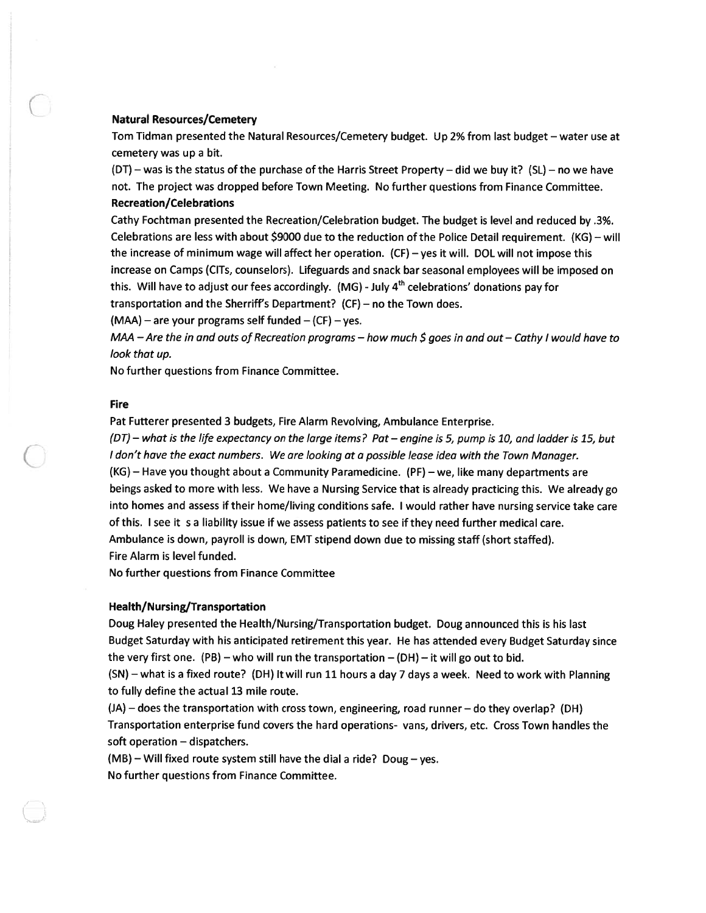**Natural Resources/Cemetery**

Tom Tidman presented the Natural Resources/Cemetery budget. Up 2% from last budget – water use at cemetery was up a bit.

(DT) – was is the status of the purchase of the Harris Street Property – did we buy it? (SL) – no we have not. The project was dropped before Town Meeting. No further questions from Finance Committee.

**Recreation/Celebrations**

Cathy Fochtman presented the Recreation/Celebration budget. The budget is level and reduced by .3%. Celebrations are less with about $9000 due to the reduction of the Police Detail requirement. (KG) – will the increase of minimum wage will affect her operation. (CF) – yes it will. DOL will not impose this increase on Camps (CITs, counselors). Lifeguards and snack bar seasonal employees will be imposed on this. Will have to adjust our fees accordingly. (MG) - July 4th celebrations' donations pay for transportation and the Sherriff's Department? (CF) – no the Town does.

(MAA) – are your programs self funded – (CF) – yes.

*MAA – Are the in and outs of Recreation programs – how much $ goes in and out – Cathy I would have to look that up.*

No further questions from Finance Committee.

**Fire**

Pat Futterer presented 3 budgets, Fire Alarm Revolving, Ambulance Enterprise.

*(DT) – what is the life expectancy on the large items? Pat – engine is 5, pump is 10, and ladder is 15, but I don't have the exact numbers. We are looking at a possible lease idea with the Town Manager.*

(KG) – Have you thought about a Community Paramedicine. (PF) – we, like many departments are beings asked to more with less. We have a Nursing Service that is already practicing this. We already go into homes and assess if their home/living conditions safe. I would rather have nursing service take care of this. I see it s a liability issue if we assess patients to see if they need further medical care.

Ambulance is down, payroll is down, EMT stipend down due to missing staff (short staffed).

Fire Alarm is level funded.

No further questions from Finance Committee

**Health/Nursing/Transportation**

Doug Haley presented the Health/Nursing/Transportation budget. Doug announced this is his last Budget Saturday with his anticipated retirement this year. He has attended every Budget Saturday since the very first one. (PB) – who will run the transportation – (DH) – it will go out to bid.

(SN) – what is a fixed route? (DH) It will run 11 hours a day 7 days a week. Need to work with Planning to fully define the actual 13 mile route.

(JA) – does the transportation with cross town, engineering, road runner – do they overlap? (DH) Transportation enterprise fund covers the hard operations- vans, drivers, etc. Cross Town handles the soft operation – dispatchers.

(MB) – Will fixed route system still have the dial a ride? Doug – yes.

No further questions from Finance Committee.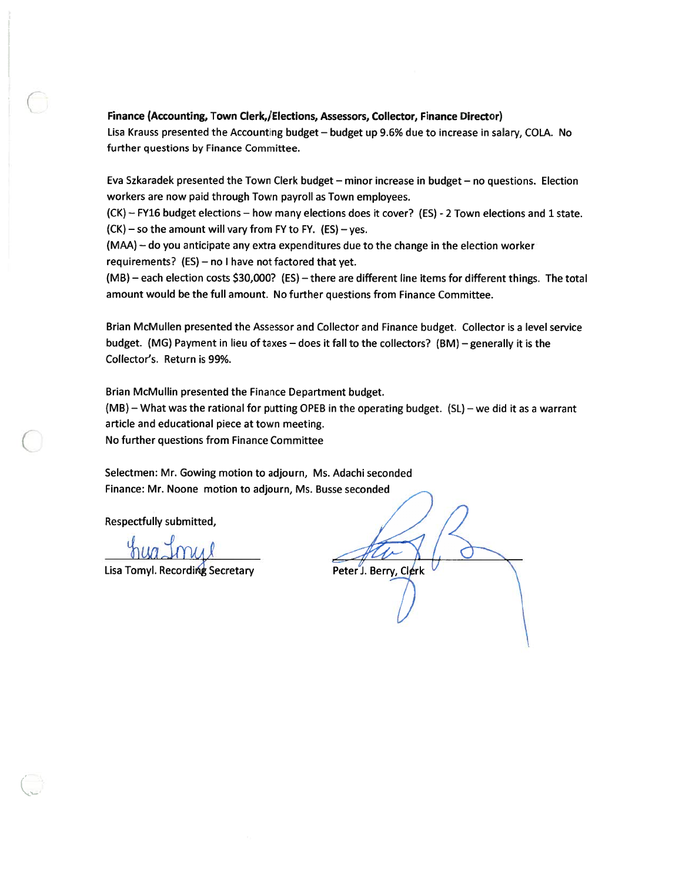**Finance (Accounting, Town Clerk,/Elections, Assessors, Collector, Finance Director)**

Lisa Krauss presented the Accounting budget – budget up 9.6% due to increase in salary, COLA. No further questions by Finance Committee.

Eva Szkaradek presented the Town Clerk budget – minor increase in budget – no questions. Election workers are now paid through Town payroll as Town employees.

(CK) – FY16 budget elections – how many elections does it cover? (ES) - 2 Town elections and 1 state.

(CK) – so the amount will vary from FY to FY. (ES) – yes.

(MAA) – do you anticipate any extra expenditures due to the change in the election worker requirements? (ES) – no I have not factored that yet.

(MB) – each election costs $30,000? (ES) – there are different line items for different things. The total amount would be the full amount. No further questions from Finance Committee.

Brian McMullen presented the Assessor and Collector and Finance budget. Collector is a level service budget. (MG) Payment in lieu of taxes – does it fall to the collectors? (BM) – generally it is the Collector's. Return is 99%.

Brian McMullin presented the Finance Department budget.

(MB) – What was the rational for putting OPEB in the operating budget. (SL) – we did it as a warrant article and educational piece at town meeting.

No further questions from Finance Committee

Selectmen: Mr. Gowing motion to adjourn, Ms. Adachi seconded

Finance: Mr. Noone motion to adjourn, Ms. Busse seconded

Respectfully submitted,

Lisa Tomyl. Recording Secretary

Peter J. Berry, Clerk